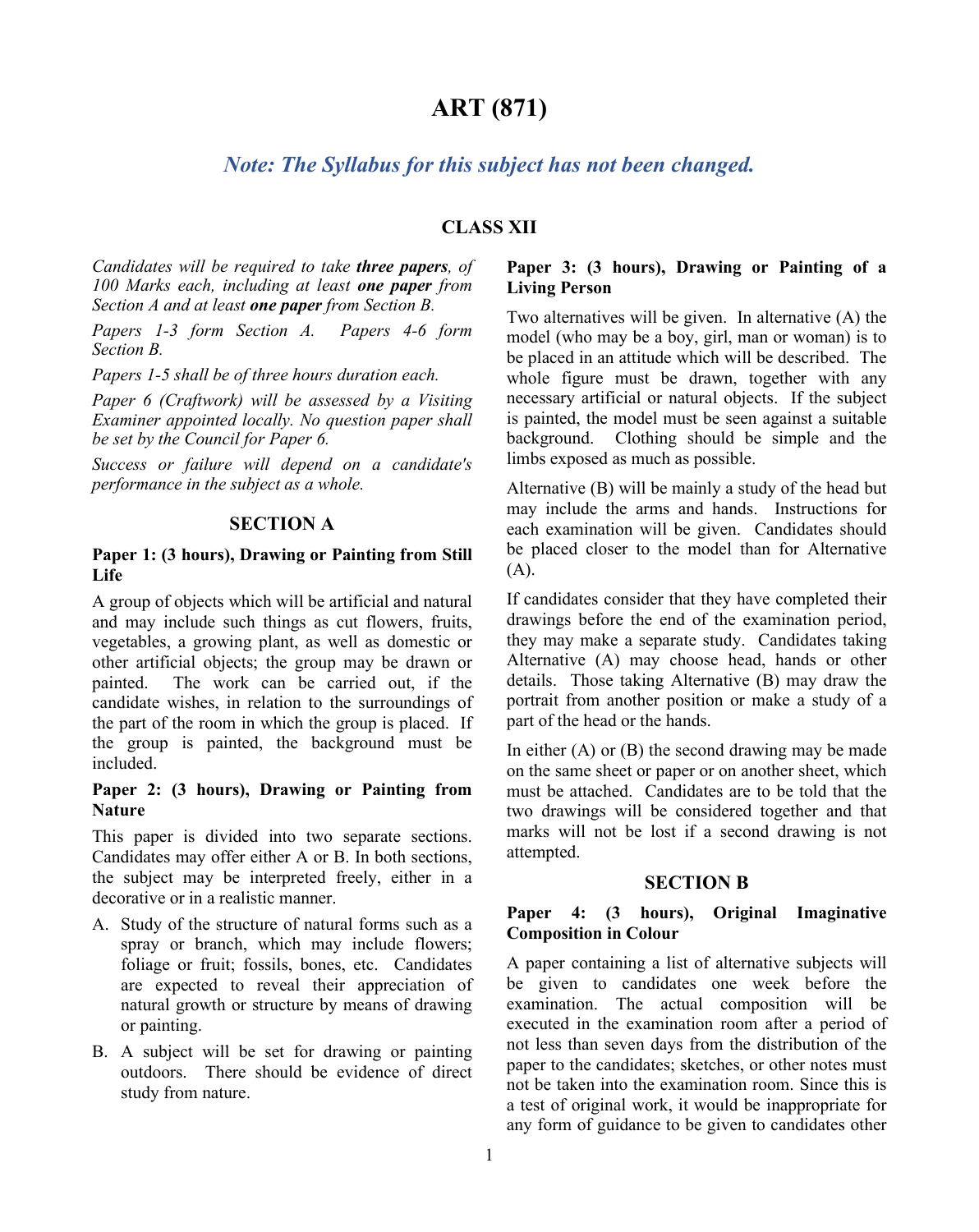# ART (871)

## *Note: The Syllabus for this subject has not been changed.*

### CLASS XII

*Candidates will be required to take* ***three papers****, of 100 Marks each, including at least* ***one paper*** *from Section A and at least* ***one paper*** *from Section B.*

*Papers 1-3 form Section A. Papers 4-6 form Section B.*

*Papers 1-5 shall be of three hours duration each.*

*Paper 6 (Craftwork) will be assessed by a Visiting Examiner appointed locally. No question paper shall be set by the Council for Paper 6.*

*Success or failure will depend on a candidate's performance in the subject as a whole.*

### SECTION A

**Paper 1: (3 hours), Drawing or Painting from Still Life**

A group of objects which will be artificial and natural and may include such things as cut flowers, fruits, vegetables, a growing plant, as well as domestic or other artificial objects; the group may be drawn or painted. The work can be carried out, if the candidate wishes, in relation to the surroundings of the part of the room in which the group is placed. If the group is painted, the background must be included.

**Paper 2: (3 hours), Drawing or Painting from Nature**

This paper is divided into two separate sections. Candidates may offer either A or B. In both sections, the subject may be interpreted freely, either in a decorative or in a realistic manner.

A. Study of the structure of natural forms such as a spray or branch, which may include flowers; foliage or fruit; fossils, bones, etc. Candidates are expected to reveal their appreciation of natural growth or structure by means of drawing or painting.

B. A subject will be set for drawing or painting outdoors. There should be evidence of direct study from nature.

**Paper 3: (3 hours), Drawing or Painting of a Living Person**

Two alternatives will be given. In alternative (A) the model (who may be a boy, girl, man or woman) is to be placed in an attitude which will be described. The whole figure must be drawn, together with any necessary artificial or natural objects. If the subject is painted, the model must be seen against a suitable background. Clothing should be simple and the limbs exposed as much as possible.

Alternative (B) will be mainly a study of the head but may include the arms and hands. Instructions for each examination will be given. Candidates should be placed closer to the model than for Alternative (A).

If candidates consider that they have completed their drawings before the end of the examination period, they may make a separate study. Candidates taking Alternative (A) may choose head, hands or other details. Those taking Alternative (B) may draw the portrait from another position or make a study of a part of the head or the hands.

In either (A) or (B) the second drawing may be made on the same sheet or paper or on another sheet, which must be attached. Candidates are to be told that the two drawings will be considered together and that marks will not be lost if a second drawing is not attempted.

### SECTION B

**Paper 4: (3 hours), Original Imaginative Composition in Colour**

A paper containing a list of alternative subjects will be given to candidates one week before the examination. The actual composition will be executed in the examination room after a period of not less than seven days from the distribution of the paper to the candidates; sketches, or other notes must not be taken into the examination room. Since this is a test of original work, it would be inappropriate for any form of guidance to be given to candidates other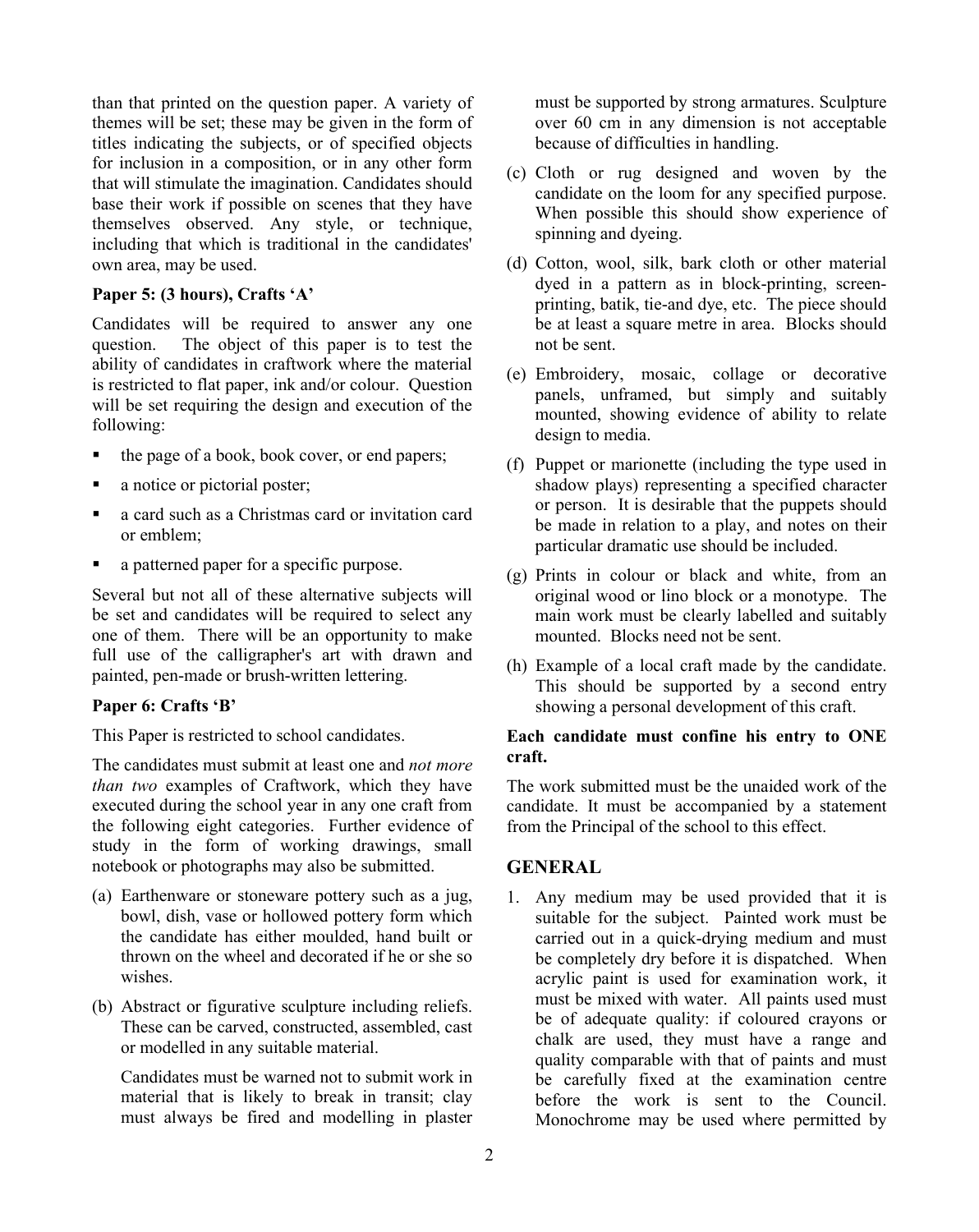than that printed on the question paper. A variety of themes will be set; these may be given in the form of titles indicating the subjects, or of specified objects for inclusion in a composition, or in any other form that will stimulate the imagination. Candidates should base their work if possible on scenes that they have themselves observed. Any style, or technique, including that which is traditional in the candidates' own area, may be used.

**Paper 5: (3 hours), Crafts 'A'**

Candidates will be required to answer any one question. The object of this paper is to test the ability of candidates in craftwork where the material is restricted to flat paper, ink and/or colour. Question will be set requiring the design and execution of the following:

- the page of a book, book cover, or end papers;
- a notice or pictorial poster;
- a card such as a Christmas card or invitation card or emblem;
- a patterned paper for a specific purpose.

Several but not all of these alternative subjects will be set and candidates will be required to select any one of them. There will be an opportunity to make full use of the calligrapher's art with drawn and painted, pen-made or brush-written lettering.

**Paper 6: Crafts 'B'**

This Paper is restricted to school candidates.

The candidates must submit at least one and *not more than two* examples of Craftwork, which they have executed during the school year in any one craft from the following eight categories. Further evidence of study in the form of working drawings, small notebook or photographs may also be submitted.

(a) Earthenware or stoneware pottery such as a jug, bowl, dish, vase or hollowed pottery form which the candidate has either moulded, hand built or thrown on the wheel and decorated if he or she so wishes.

(b) Abstract or figurative sculpture including reliefs. These can be carved, constructed, assembled, cast or modelled in any suitable material.

Candidates must be warned not to submit work in material that is likely to break in transit; clay must always be fired and modelling in plaster must be supported by strong armatures. Sculpture over 60 cm in any dimension is not acceptable because of difficulties in handling.

(c) Cloth or rug designed and woven by the candidate on the loom for any specified purpose. When possible this should show experience of spinning and dyeing.

(d) Cotton, wool, silk, bark cloth or other material dyed in a pattern as in block-printing, screen-printing, batik, tie-and dye, etc. The piece should be at least a square metre in area. Blocks should not be sent.

(e) Embroidery, mosaic, collage or decorative panels, unframed, but simply and suitably mounted, showing evidence of ability to relate design to media.

(f) Puppet or marionette (including the type used in shadow plays) representing a specified character or person. It is desirable that the puppets should be made in relation to a play, and notes on their particular dramatic use should be included.

(g) Prints in colour or black and white, from an original wood or lino block or a monotype. The main work must be clearly labelled and suitably mounted. Blocks need not be sent.

(h) Example of a local craft made by the candidate. This should be supported by a second entry showing a personal development of this craft.

**Each candidate must confine his entry to ONE craft.**

The work submitted must be the unaided work of the candidate. It must be accompanied by a statement from the Principal of the school to this effect.

## GENERAL

1. Any medium may be used provided that it is suitable for the subject. Painted work must be carried out in a quick-drying medium and must be completely dry before it is dispatched. When acrylic paint is used for examination work, it must be mixed with water. All paints used must be of adequate quality: if coloured crayons or chalk are used, they must have a range and quality comparable with that of paints and must be carefully fixed at the examination centre before the work is sent to the Council. Monochrome may be used where permitted by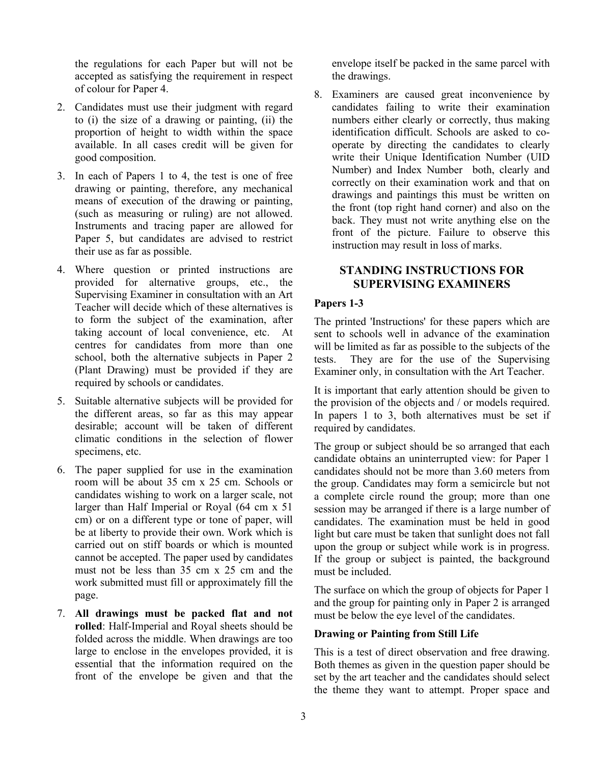the regulations for each Paper but will not be accepted as satisfying the requirement in respect of colour for Paper 4.

2. Candidates must use their judgment with regard to (i) the size of a drawing or painting, (ii) the proportion of height to width within the space available. In all cases credit will be given for good composition.

3. In each of Papers 1 to 4, the test is one of free drawing or painting, therefore, any mechanical means of execution of the drawing or painting, (such as measuring or ruling) are not allowed. Instruments and tracing paper are allowed for Paper 5, but candidates are advised to restrict their use as far as possible.

4. Where question or printed instructions are provided for alternative groups, etc., the Supervising Examiner in consultation with an Art Teacher will decide which of these alternatives is to form the subject of the examination, after taking account of local convenience, etc. At centres for candidates from more than one school, both the alternative subjects in Paper 2 (Plant Drawing) must be provided if they are required by schools or candidates.

5. Suitable alternative subjects will be provided for the different areas, so far as this may appear desirable; account will be taken of different climatic conditions in the selection of flower specimens, etc.

6. The paper supplied for use in the examination room will be about 35 cm x 25 cm. Schools or candidates wishing to work on a larger scale, not larger than Half Imperial or Royal (64 cm x 51 cm) or on a different type or tone of paper, will be at liberty to provide their own. Work which is carried out on stiff boards or which is mounted cannot be accepted. The paper used by candidates must not be less than 35 cm x 25 cm and the work submitted must fill or approximately fill the page.

7. **All drawings must be packed flat and not rolled**: Half-Imperial and Royal sheets should be folded across the middle. When drawings are too large to enclose in the envelopes provided, it is essential that the information required on the front of the envelope be given and that the envelope itself be packed in the same parcel with the drawings.

8. Examiners are caused great inconvenience by candidates failing to write their examination numbers either clearly or correctly, thus making identification difficult. Schools are asked to co-operate by directing the candidates to clearly write their Unique Identification Number (UID Number) and Index Number both, clearly and correctly on their examination work and that on drawings and paintings this must be written on the front (top right hand corner) and also on the back. They must not write anything else on the front of the picture. Failure to observe this instruction may result in loss of marks.

## STANDING INSTRUCTIONS FOR SUPERVISING EXAMINERS

### Papers 1-3

The printed 'Instructions' for these papers which are sent to schools well in advance of the examination will be limited as far as possible to the subjects of the tests. They are for the use of the Supervising Examiner only, in consultation with the Art Teacher.

It is important that early attention should be given to the provision of the objects and / or models required. In papers 1 to 3, both alternatives must be set if required by candidates.

The group or subject should be so arranged that each candidate obtains an uninterrupted view: for Paper 1 candidates should not be more than 3.60 meters from the group. Candidates may form a semicircle but not a complete circle round the group; more than one session may be arranged if there is a large number of candidates. The examination must be held in good light but care must be taken that sunlight does not fall upon the group or subject while work is in progress. If the group or subject is painted, the background must be included.

The surface on which the group of objects for Paper 1 and the group for painting only in Paper 2 is arranged must be below the eye level of the candidates.

### Drawing or Painting from Still Life

This is a test of direct observation and free drawing. Both themes as given in the question paper should be set by the art teacher and the candidates should select the theme they want to attempt. Proper space and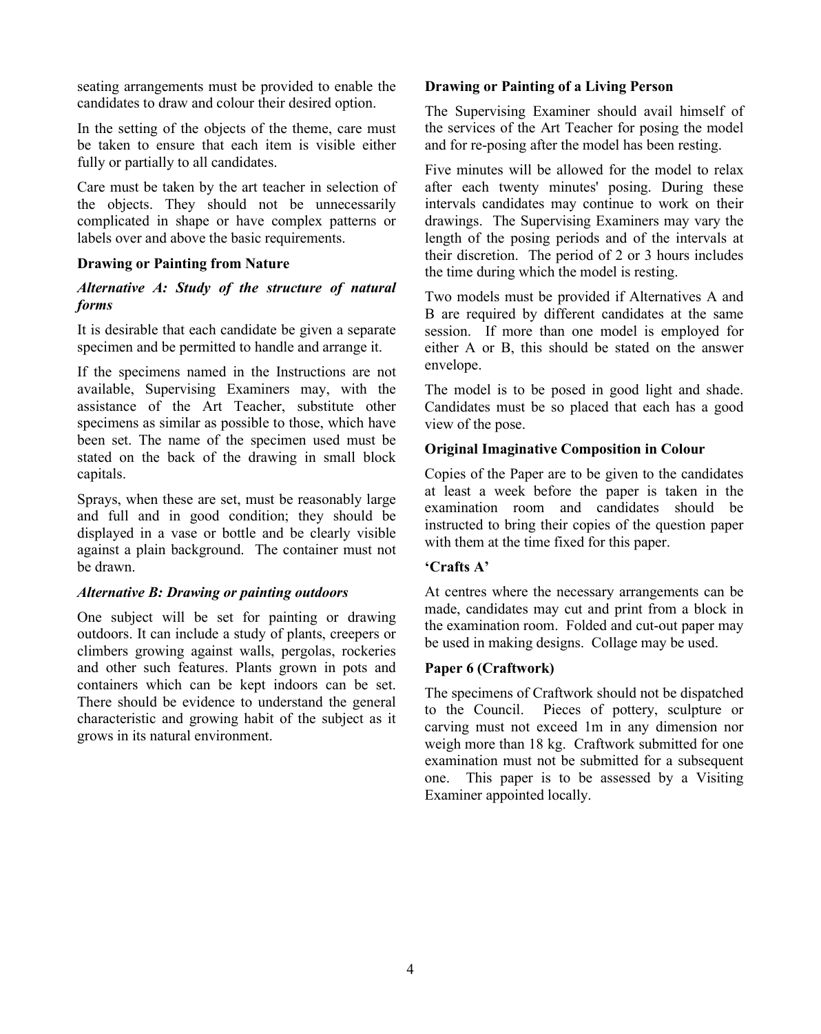seating arrangements must be provided to enable the candidates to draw and colour their desired option.

In the setting of the objects of the theme, care must be taken to ensure that each item is visible either fully or partially to all candidates.

Care must be taken by the art teacher in selection of the objects. They should not be unnecessarily complicated in shape or have complex patterns or labels over and above the basic requirements.

**Drawing or Painting from Nature**

***Alternative A: Study of the structure of natural forms***

It is desirable that each candidate be given a separate specimen and be permitted to handle and arrange it.

If the specimens named in the Instructions are not available, Supervising Examiners may, with the assistance of the Art Teacher, substitute other specimens as similar as possible to those, which have been set. The name of the specimen used must be stated on the back of the drawing in small block capitals.

Sprays, when these are set, must be reasonably large and full and in good condition; they should be displayed in a vase or bottle and be clearly visible against a plain background. The container must not be drawn.

***Alternative B: Drawing or painting outdoors***

One subject will be set for painting or drawing outdoors. It can include a study of plants, creepers or climbers growing against walls, pergolas, rockeries and other such features. Plants grown in pots and containers which can be kept indoors can be set. There should be evidence to understand the general characteristic and growing habit of the subject as it grows in its natural environment.

**Drawing or Painting of a Living Person**

The Supervising Examiner should avail himself of the services of the Art Teacher for posing the model and for re-posing after the model has been resting.

Five minutes will be allowed for the model to relax after each twenty minutes' posing. During these intervals candidates may continue to work on their drawings. The Supervising Examiners may vary the length of the posing periods and of the intervals at their discretion. The period of 2 or 3 hours includes the time during which the model is resting.

Two models must be provided if Alternatives A and B are required by different candidates at the same session. If more than one model is employed for either A or B, this should be stated on the answer envelope.

The model is to be posed in good light and shade. Candidates must be so placed that each has a good view of the pose.

**Original Imaginative Composition in Colour**

Copies of the Paper are to be given to the candidates at least a week before the paper is taken in the examination room and candidates should be instructed to bring their copies of the question paper with them at the time fixed for this paper.

**'Crafts A'**

At centres where the necessary arrangements can be made, candidates may cut and print from a block in the examination room. Folded and cut-out paper may be used in making designs. Collage may be used.

**Paper 6 (Craftwork)**

The specimens of Craftwork should not be dispatched to the Council. Pieces of pottery, sculpture or carving must not exceed 1m in any dimension nor weigh more than 18 kg. Craftwork submitted for one examination must not be submitted for a subsequent one. This paper is to be assessed by a Visiting Examiner appointed locally.